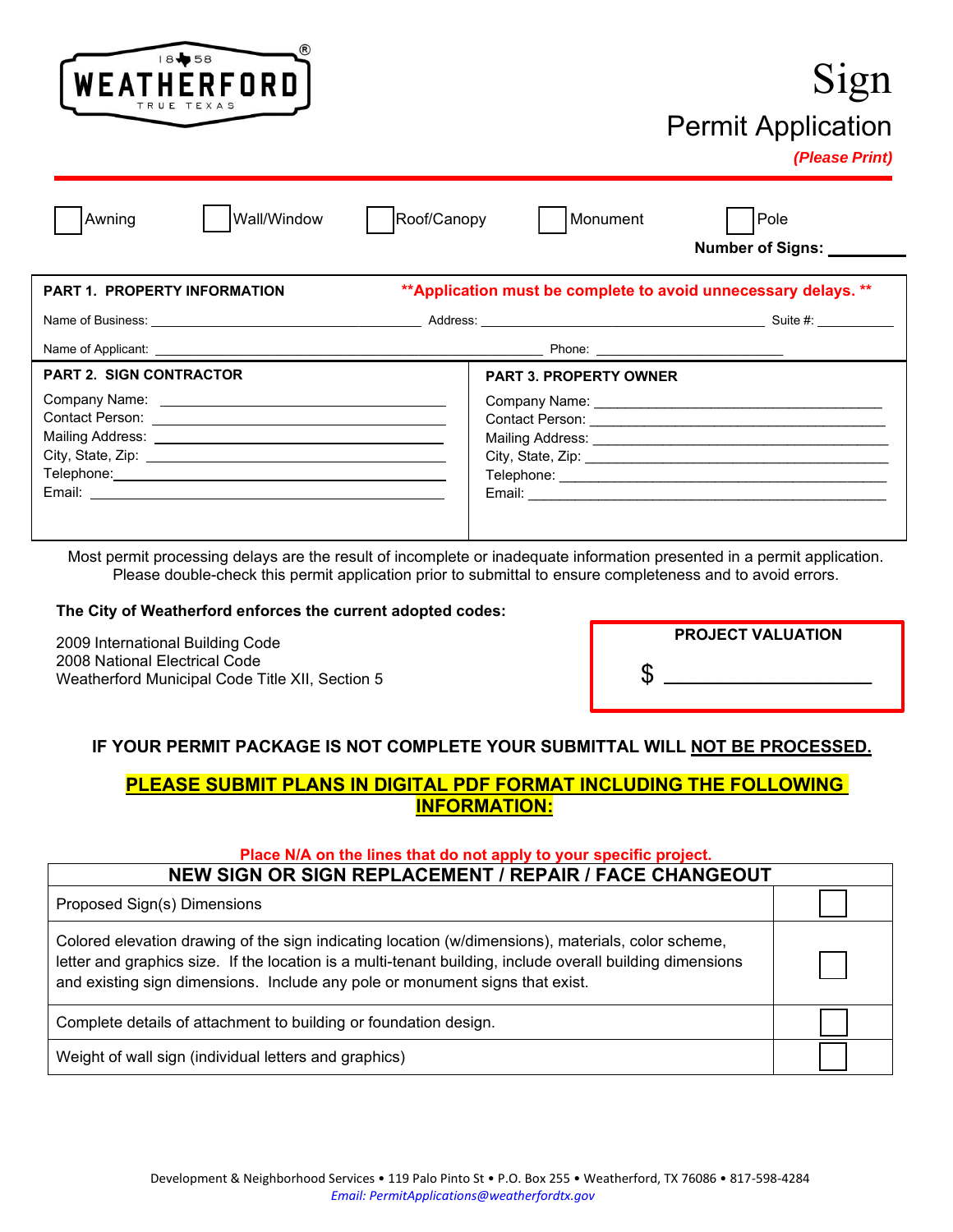WEATHERFORD
1858
TRUE TEXAS

# Sign
## Permit Application
***(Please Print)***

☐ Awning ☐ Wall/Window ☐ Roof/Canopy ☐ Monument ☐ Pole

**Number of Signs:** ________

**PART 1. PROPERTY INFORMATION** **\*\*Application must be complete to avoid unnecessary delays. \*\***

Name of Business: ______________________ Address: ______________________ Suite #: ________

Name of Applicant: ______________________ Phone: ______________________

**PART 2. SIGN CONTRACTOR**

Company Name: ______________________
Contact Person: ______________________
Mailing Address: ______________________
City, State, Zip: ______________________
Telephone: ______________________
Email: ______________________

**PART 3. PROPERTY OWNER**

Company Name: ______________________
Contact Person: ______________________
Mailing Address: ______________________
City, State, Zip: ______________________
Telephone: ______________________
Email: ______________________

Most permit processing delays are the result of incomplete or inadequate information presented in a permit application. Please double-check this permit application prior to submittal to ensure completeness and to avoid errors.

**The City of Weatherford enforces the current adopted codes:**

2009 International Building Code
2008 National Electrical Code
Weatherford Municipal Code Title XII, Section 5

**PROJECT VALUATION**

$ ______________________

**IF YOUR PERMIT PACKAGE IS NOT COMPLETE YOUR SUBMITTAL WILL NOT BE PROCESSED.**

**PLEASE SUBMIT PLANS IN DIGITAL PDF FORMAT INCLUDING THE FOLLOWING INFORMATION:**

**Place N/A on the lines that do not apply to your specific project.**

| NEW SIGN OR SIGN REPLACEMENT / REPAIR / FACE CHANGEOUT | |
|---|---|
| Proposed Sign(s) Dimensions | ☐ |
| Colored elevation drawing of the sign indicating location (w/dimensions), materials, color scheme, letter and graphics size. If the location is a multi-tenant building, include overall building dimensions and existing sign dimensions. Include any pole or monument signs that exist. | ☐ |
| Complete details of attachment to building or foundation design. | ☐ |
| Weight of wall sign (individual letters and graphics) | ☐ |

Development & Neighborhood Services • 119 Palo Pinto St • P.O. Box 255 • Weatherford, TX 76086 • 817-598-4284
*Email: PermitApplications@weatherfordtx.gov*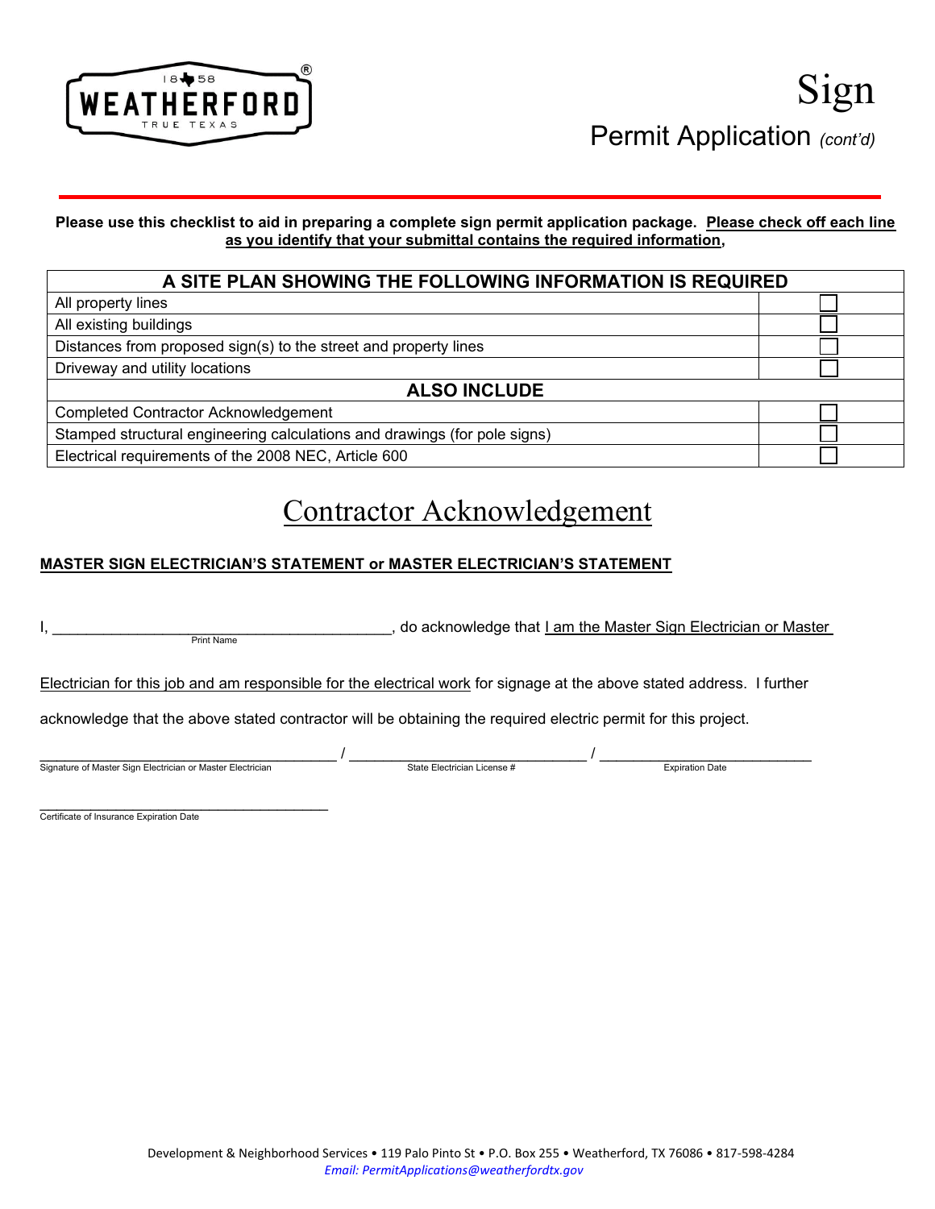# Sign

## Permit Application *(cont'd)*

**Please use this checklist to aid in preparing a complete sign permit application package. Please check off each line as you identify that your submittal contains the required information,**

| A SITE PLAN SHOWING THE FOLLOWING INFORMATION IS REQUIRED | |
|---|---|
| All property lines | ☐ |
| All existing buildings | ☐ |
| Distances from proposed sign(s) to the street and property lines | ☐ |
| Driveway and utility locations | ☐ |
| **ALSO INCLUDE** | |
| Completed Contractor Acknowledgement | ☐ |
| Stamped structural engineering calculations and drawings (for pole signs) | ☐ |
| Electrical requirements of the 2008 NEC, Article 600 | ☐ |

# Contractor Acknowledgement

**MASTER SIGN ELECTRICIAN'S STATEMENT or MASTER ELECTRICIAN'S STATEMENT**

I, ___________________________________________, do acknowledge that I am the Master Sign Electrician or Master
Print Name

Electrician for this job and am responsible for the electrical work for signage at the above stated address. I further acknowledge that the above stated contractor will be obtaining the required electric permit for this project.

______________________________________ / ______________________________ / ___________________________
Signature of Master Sign Electrician or Master Electrician / State Electrician License # / Expiration Date

______________________________________
Certificate of Insurance Expiration Date

Development & Neighborhood Services • 119 Palo Pinto St • P.O. Box 255 • Weatherford, TX 76086 • 817-598-4284
*Email: PermitApplications@weatherfordtx.gov*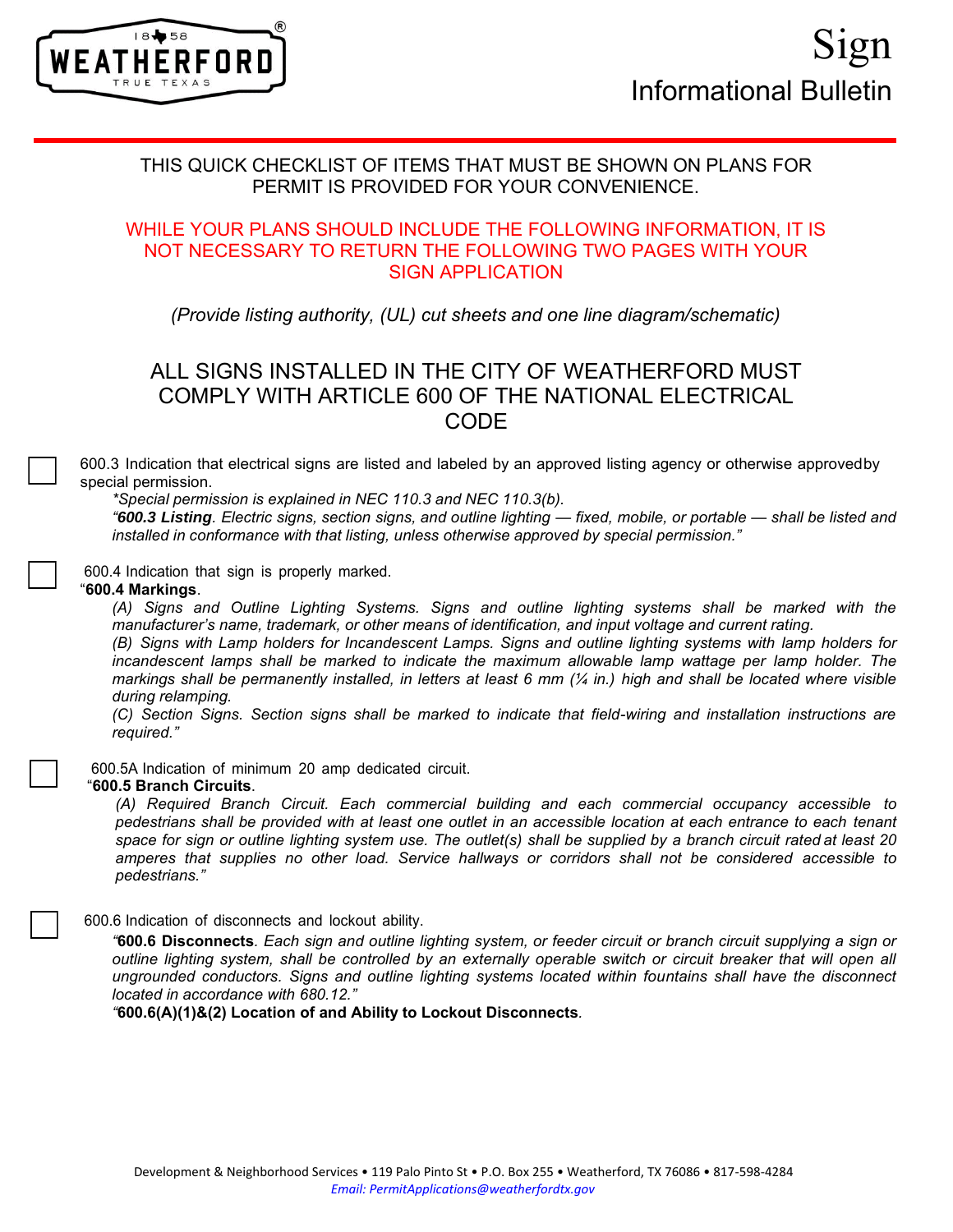# Sign

## Informational Bulletin

THIS QUICK CHECKLIST OF ITEMS THAT MUST BE SHOWN ON PLANS FOR PERMIT IS PROVIDED FOR YOUR CONVENIENCE.

WHILE YOUR PLANS SHOULD INCLUDE THE FOLLOWING INFORMATION, IT IS NOT NECESSARY TO RETURN THE FOLLOWING TWO PAGES WITH YOUR SIGN APPLICATION

*(Provide listing authority, (UL) cut sheets and one line diagram/schematic)*

## ALL SIGNS INSTALLED IN THE CITY OF WEATHERFORD MUST COMPLY WITH ARTICLE 600 OF THE NATIONAL ELECTRICAL CODE

☐ 600.3 Indication that electrical signs are listed and labeled by an approved listing agency or otherwise approved by special permission.

*\*Special permission is explained in NEC 110.3 and NEC 110.3(b).*

*"**600.3 Listing**. Electric signs, section signs, and outline lighting — fixed, mobile, or portable — shall be listed and installed in conformance with that listing, unless otherwise approved by special permission."*

☐ 600.4 Indication that sign is properly marked.

"**600.4 Markings**.

*(A) Signs and Outline Lighting Systems. Signs and outline lighting systems shall be marked with the manufacturer's name, trademark, or other means of identification, and input voltage and current rating.*

*(B) Signs with Lamp holders for Incandescent Lamps. Signs and outline lighting systems with lamp holders for incandescent lamps shall be marked to indicate the maximum allowable lamp wattage per lamp holder. The markings shall be permanently installed, in letters at least 6 mm (¼ in.) high and shall be located where visible during relamping.*

*(C) Section Signs. Section signs shall be marked to indicate that field-wiring and installation instructions are required."*

☐ 600.5A Indication of minimum 20 amp dedicated circuit.

"**600.5 Branch Circuits**.

*(A) Required Branch Circuit. Each commercial building and each commercial occupancy accessible to pedestrians shall be provided with at least one outlet in an accessible location at each entrance to each tenant space for sign or outline lighting system use. The outlet(s) shall be supplied by a branch circuit rated at least 20 amperes that supplies no other load. Service hallways or corridors shall not be considered accessible to pedestrians."*

☐ 600.6 Indication of disconnects and lockout ability.

*"**600.6 Disconnects**. Each sign and outline lighting system, or feeder circuit or branch circuit supplying a sign or outline lighting system, shall be controlled by an externally operable switch or circuit breaker that will open all ungrounded conductors. Signs and outline lighting systems located within fountains shall have the disconnect located in accordance with 680.12."*

*"***600.6(A)(1)&(2) Location of and Ability to Lockout Disconnects**.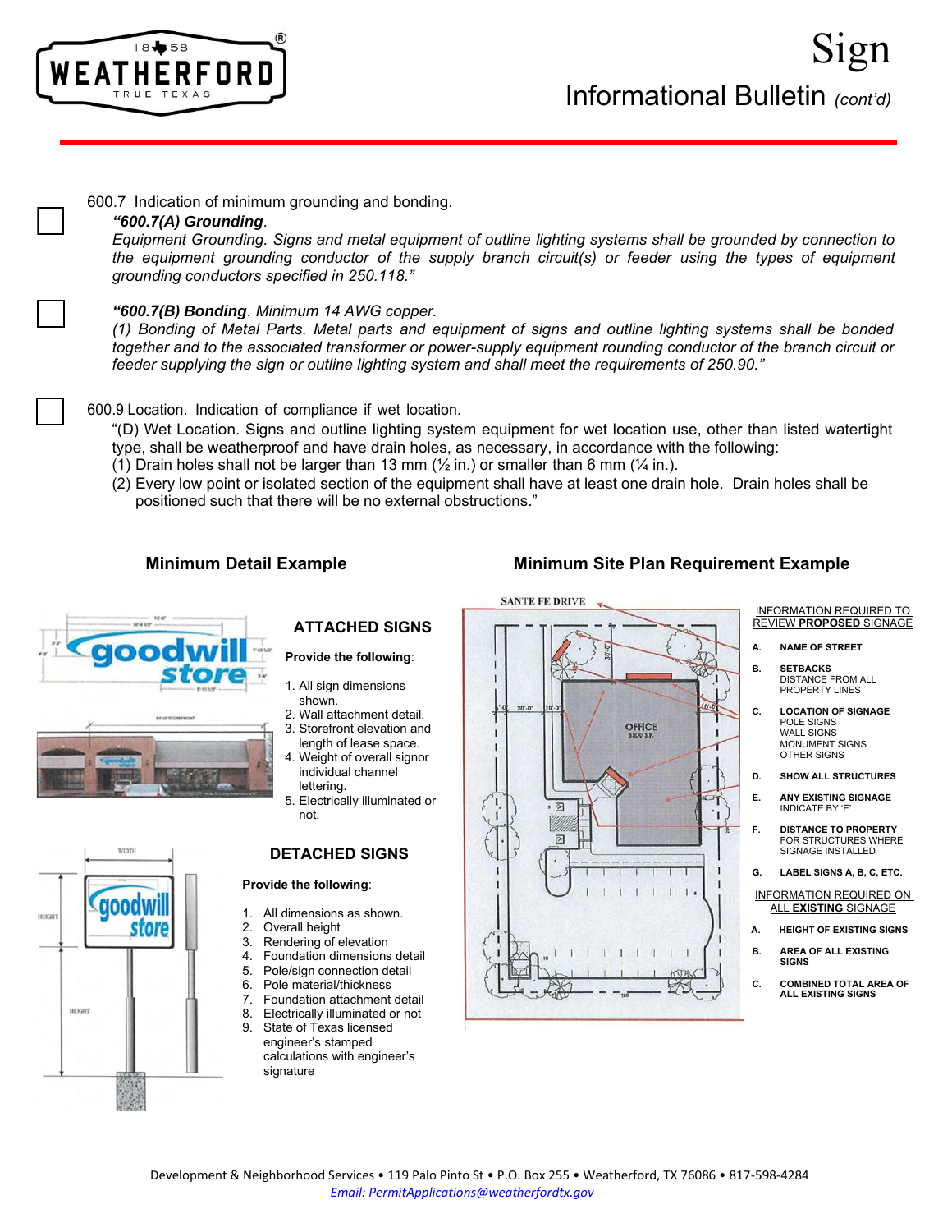600.7 Indication of minimum grounding and bonding.

***"600.7(A) Grounding**.*

*Equipment Grounding. Signs and metal equipment of outline lighting systems shall be grounded by connection to the equipment grounding conductor of the supply branch circuit(s) or feeder using the types of equipment grounding conductors specified in 250.118."*

***"600.7(B) Bonding**. Minimum 14 AWG copper.*

*(1) Bonding of Metal Parts. Metal parts and equipment of signs and outline lighting systems shall be bonded together and to the associated transformer or power-supply equipment rounding conductor of the branch circuit or feeder supplying the sign or outline lighting system and shall meet the requirements of 250.90."*

600.9 Location. Indication of compliance if wet location.

"(D) Wet Location. Signs and outline lighting system equipment for wet location use, other than listed watertight type, shall be weatherproof and have drain holes, as necessary, in accordance with the following:

(1) Drain holes shall not be larger than 13 mm (½ in.) or smaller than 6 mm (¼ in.).

(2) Every low point or isolated section of the equipment shall have at least one drain hole. Drain holes shall be positioned such that there will be no external obstructions."

## Minimum Detail Example

### ATTACHED SIGNS

**Provide the following**:

1. All sign dimensions shown.
2. Wall attachment detail.
3. Storefront elevation and length of lease space.
4. Weight of overall signor individual channel lettering.
5. Electrically illuminated or not.

### DETACHED SIGNS

**Provide the following**:

1. All dimensions as shown.
2. Overall height
3. Rendering of elevation
4. Foundation dimensions detail
5. Pole/sign connection detail
6. Pole material/thickness
7. Foundation attachment detail
8. Electrically illuminated or not
9. State of Texas licensed engineer's stamped calculations with engineer's signature

## Minimum Site Plan Requirement Example

SANTE FE DRIVE

OFFICE

<u>INFORMATION REQUIRED TO REVIEW **PROPOSED** SIGNAGE</u>

- **A. NAME OF STREET**
- **B. SETBACKS** DISTANCE FROM ALL PROPERTY LINES
- **C. LOCATION OF SIGNAGE** POLE SIGNS, WALL SIGNS, MONUMENT SIGNS, OTHER SIGNS
- **D. SHOW ALL STRUCTURES**
- **E. ANY EXISTING SIGNAGE** INDICATE BY 'E'
- **F. DISTANCE TO PROPERTY** FOR STRUCTURES WHERE SIGNAGE INSTALLED
- **G. LABEL SIGNS A, B, C, ETC.**

<u>INFORMATION REQUIRED ON ALL **EXISTING** SIGNAGE</u>

- **A. HEIGHT OF EXISTING SIGNS**
- **B. AREA OF ALL EXISTING SIGNS**
- **C. COMBINED TOTAL AREA OF ALL EXISTING SIGNS**

Development & Neighborhood Services • 119 Palo Pinto St • P.O. Box 255 • Weatherford, TX 76086 • 817-598-4284
*Email: PermitApplications@weatherfordtx.gov*